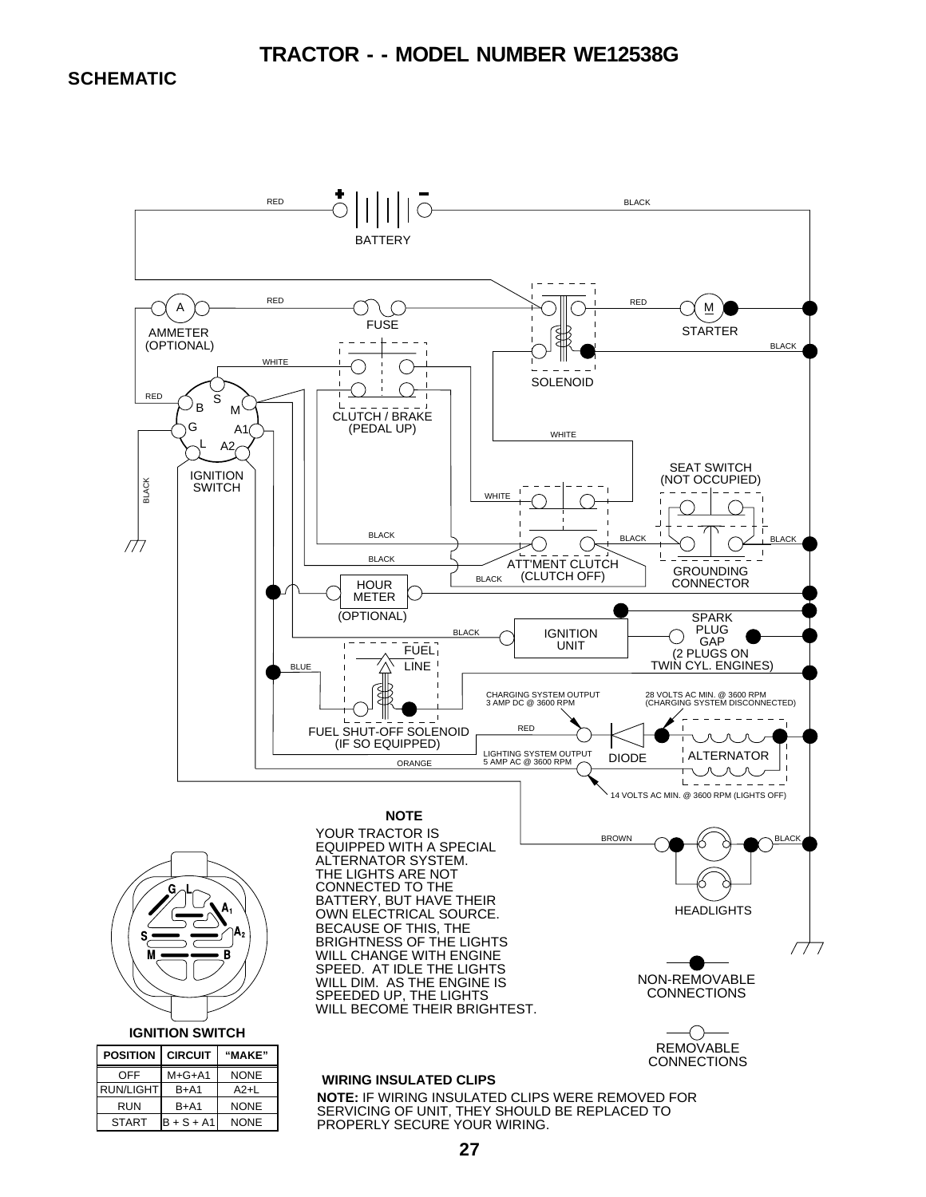# TRACTOR - - MODEL NUMBER WE12538G

## SCHEMATIC

RED

BATTERY

BLACK

RED

A

AMMETER (OPTIONAL)

FUSE

RED

M

STARTER

BLACK

WHITE

SOLENOID

RED

B S M

G A1

L A2

IGNITION SWITCH

CLUTCH / BRAKE (PEDAL UP)

WHITE

SEAT SWITCH (NOT OCCUPIED)

BLACK

WHITE

BLACK

BLACK

BLACK

BLACK

ATT'MENT CLUTCH (CLUTCH OFF)

GROUNDING CONNECTOR

BLACK

HOUR METER (OPTIONAL)

BLACK

IGNITION UNIT

SPARK PLUG GAP (2 PLUGS ON TWIN CYL. ENGINES)

BLUE

FUEL LINE

FUEL SHUT-OFF SOLENOID (IF SO EQUIPPED)

CHARGING SYSTEM OUTPUT 3 AMP DC @ 3600 RPM

28 VOLTS AC MIN. @ 3600 RPM (CHARGING SYSTEM DISCONNECTED)

RED

DIODE

ALTERNATOR

ORANGE

LIGHTING SYSTEM OUTPUT 5 AMP AC @ 3600 RPM

14 VOLTS AC MIN. @ 3600 RPM (LIGHTS OFF)

**NOTE**

YOUR TRACTOR IS EQUIPPED WITH A SPECIAL ALTERNATOR SYSTEM. THE LIGHTS ARE NOT CONNECTED TO THE BATTERY, BUT HAVE THEIR OWN ELECTRICAL SOURCE. BECAUSE OF THIS, THE BRIGHTNESS OF THE LIGHTS WILL CHANGE WITH ENGINE SPEED. AT IDLE THE LIGHTS WILL DIM. AS THE ENGINE IS SPEEDED UP, THE LIGHTS WILL BECOME THEIR BRIGHTEST.

BROWN

BLACK

HEADLIGHTS

NON-REMOVABLE CONNECTIONS

REMOVABLE CONNECTIONS

G L A1 A2 S M B

**IGNITION SWITCH**

| POSITION | CIRCUIT | "MAKE" |
|---|---|---|
| OFF | M+G+A1 | NONE |
| RUN/LIGHT | B+A1 | A2+L |
| RUN | B+A1 | NONE |
| START | B + S + A1 | NONE |

**WIRING INSULATED CLIPS**

**NOTE:** IF WIRING INSULATED CLIPS WERE REMOVED FOR SERVICING OF UNIT, THEY SHOULD BE REPLACED TO PROPERLY SECURE YOUR WIRING.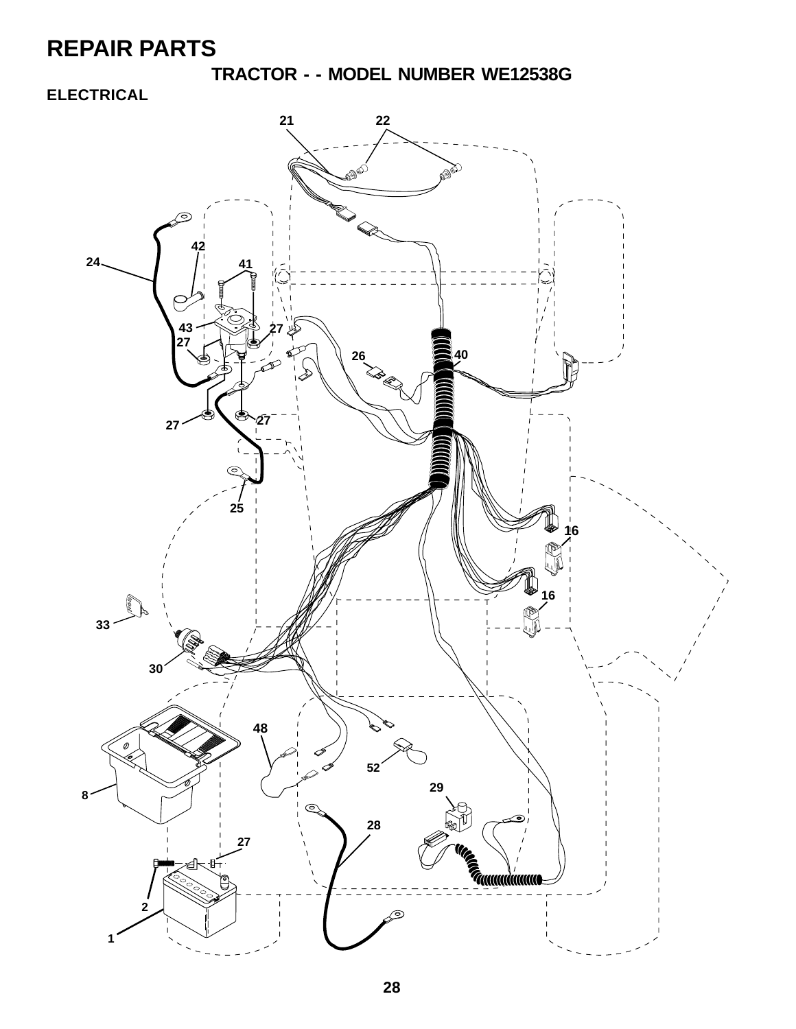# REPAIR PARTS

## TRACTOR - - MODEL NUMBER WE12538G

### ELECTRICAL

21 22 24 42 41 43 27 27 26 40 27 27 25 16 16 33 30 48 52 8 29 28 27 2 1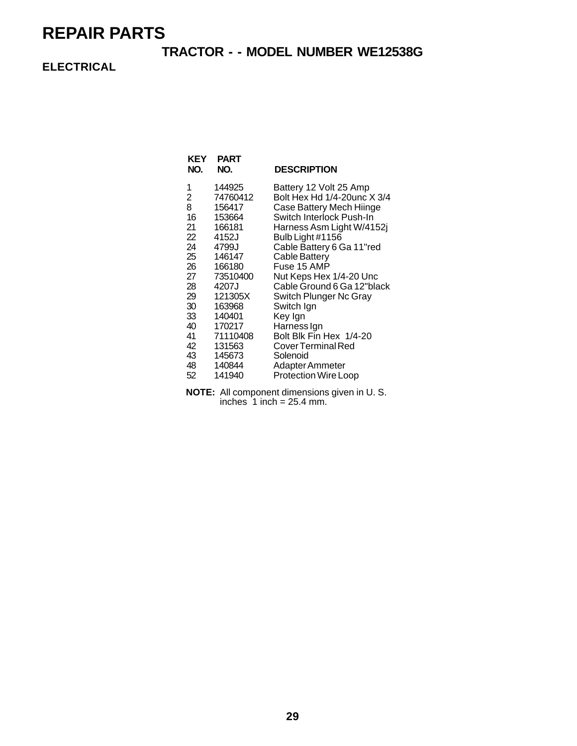# REPAIR PARTS

## TRACTOR - - MODEL NUMBER WE12538G

### ELECTRICAL

| KEY NO. | PART NO. | DESCRIPTION |
|---|---|---|
| 1 | 144925 | Battery 12 Volt 25 Amp |
| 2 | 74760412 | Bolt Hex Hd 1/4-20unc X 3/4 |
| 8 | 156417 | Case Battery Mech Hiinge |
| 16 | 153664 | Switch Interlock Push-In |
| 21 | 166181 | Harness Asm Light W/4152j |
| 22 | 4152J | Bulb Light #1156 |
| 24 | 4799J | Cable Battery 6 Ga 11"red |
| 25 | 146147 | Cable Battery |
| 26 | 166180 | Fuse 15 AMP |
| 27 | 73510400 | Nut Keps Hex 1/4-20 Unc |
| 28 | 4207J | Cable Ground 6 Ga 12"black |
| 29 | 121305X | Switch Plunger Nc Gray |
| 30 | 163968 | Switch Ign |
| 33 | 140401 | Key Ign |
| 40 | 170217 | Harness Ign |
| 41 | 71110408 | Bolt Blk Fin Hex 1/4-20 |
| 42 | 131563 | Cover Terminal Red |
| 43 | 145673 | Solenoid |
| 48 | 140844 | Adapter Ammeter |
| 52 | 141940 | Protection Wire Loop |

**NOTE:** All component dimensions given in U. S. inches 1 inch = 25.4 mm.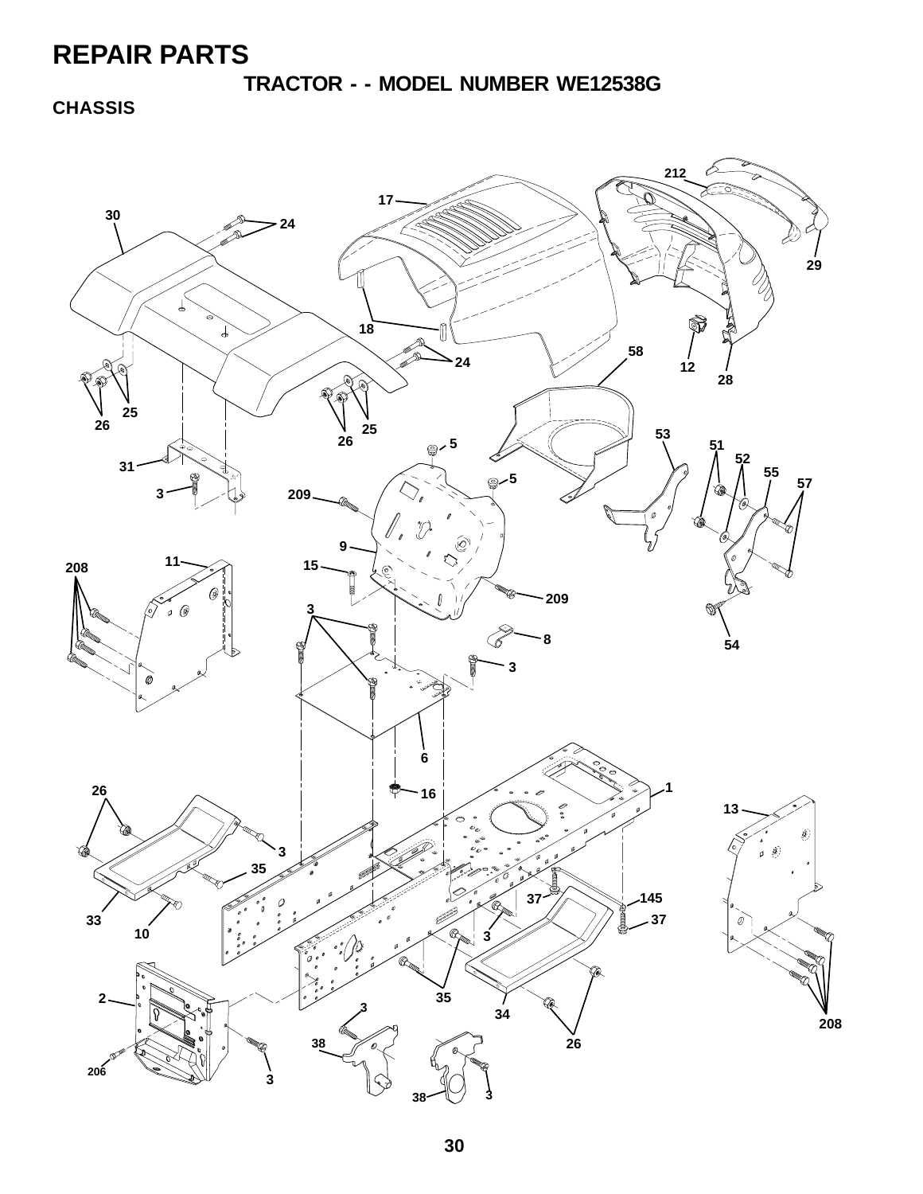# REPAIR PARTS

## TRACTOR - - MODEL NUMBER WE12538G

### CHASSIS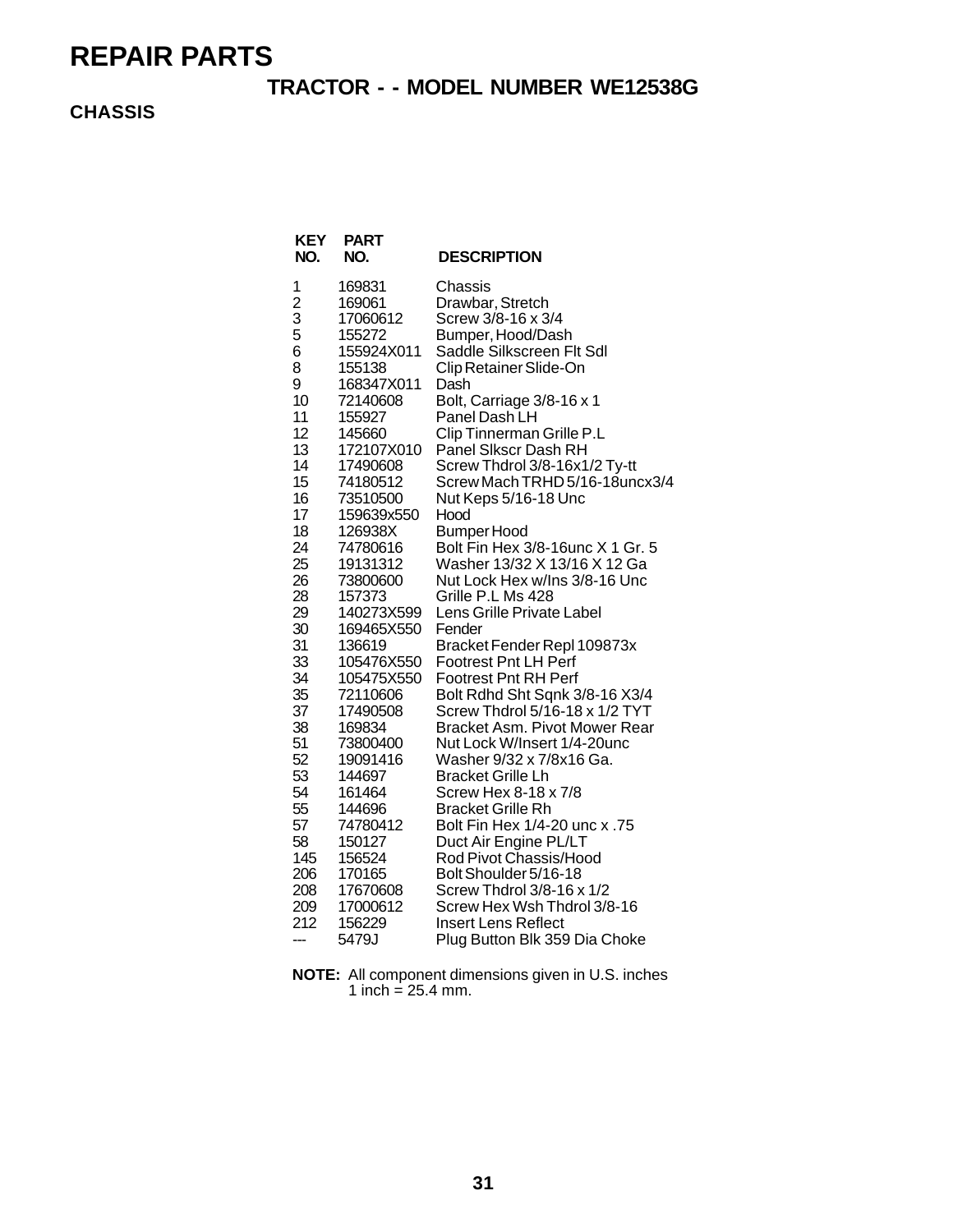# REPAIR PARTS

## TRACTOR - - MODEL NUMBER WE12538G

### CHASSIS

| KEY NO. | PART NO. | DESCRIPTION |
|---|---|---|
| 1 | 169831 | Chassis |
| 2 | 169061 | Drawbar, Stretch |
| 3 | 17060612 | Screw 3/8-16 x 3/4 |
| 5 | 155272 | Bumper, Hood/Dash |
| 6 | 155924X011 | Saddle Silkscreen Flt Sdl |
| 8 | 155138 | Clip Retainer Slide-On |
| 9 | 168347X011 | Dash |
| 10 | 72140608 | Bolt, Carriage 3/8-16 x 1 |
| 11 | 155927 | Panel Dash LH |
| 12 | 145660 | Clip Tinnerman Grille P.L |
| 13 | 172107X010 | Panel Slkscr Dash RH |
| 14 | 17490608 | Screw Thdrol 3/8-16x1/2 Ty-tt |
| 15 | 74180512 | Screw Mach TRHD 5/16-18uncx3/4 |
| 16 | 73510500 | Nut Keps 5/16-18 Unc |
| 17 | 159639x550 | Hood |
| 18 | 126938X | Bumper Hood |
| 24 | 74780616 | Bolt Fin Hex 3/8-16unc X 1 Gr. 5 |
| 25 | 19131312 | Washer 13/32 X 13/16 X 12 Ga |
| 26 | 73800600 | Nut Lock Hex w/Ins 3/8-16 Unc |
| 28 | 157373 | Grille P.L Ms 428 |
| 29 | 140273X599 | Lens Grille Private Label |
| 30 | 169465X550 | Fender |
| 31 | 136619 | Bracket Fender Repl 109873x |
| 33 | 105476X550 | Footrest Pnt LH Perf |
| 34 | 105475X550 | Footrest Pnt RH Perf |
| 35 | 72110606 | Bolt Rdhd Sht Sqnk 3/8-16 X3/4 |
| 37 | 17490508 | Screw Thdrol 5/16-18 x 1/2 TYT |
| 38 | 169834 | Bracket Asm. Pivot Mower Rear |
| 51 | 73800400 | Nut Lock W/Insert 1/4-20unc |
| 52 | 19091416 | Washer 9/32 x 7/8x16 Ga. |
| 53 | 144697 | Bracket Grille Lh |
| 54 | 161464 | Screw Hex 8-18 x 7/8 |
| 55 | 144696 | Bracket Grille Rh |
| 57 | 74780412 | Bolt Fin Hex 1/4-20 unc x .75 |
| 58 | 150127 | Duct Air Engine PL/LT |
| 145 | 156524 | Rod Pivot Chassis/Hood |
| 206 | 170165 | Bolt Shoulder 5/16-18 |
| 208 | 17670608 | Screw Thdrol 3/8-16 x 1/2 |
| 209 | 17000612 | Screw Hex Wsh Thdrol 3/8-16 |
| 212 | 156229 | Insert Lens Reflect |
| --- | 5479J | Plug Button Blk 359 Dia Choke |

**NOTE:** All component dimensions given in U.S. inches
1 inch = 25.4 mm.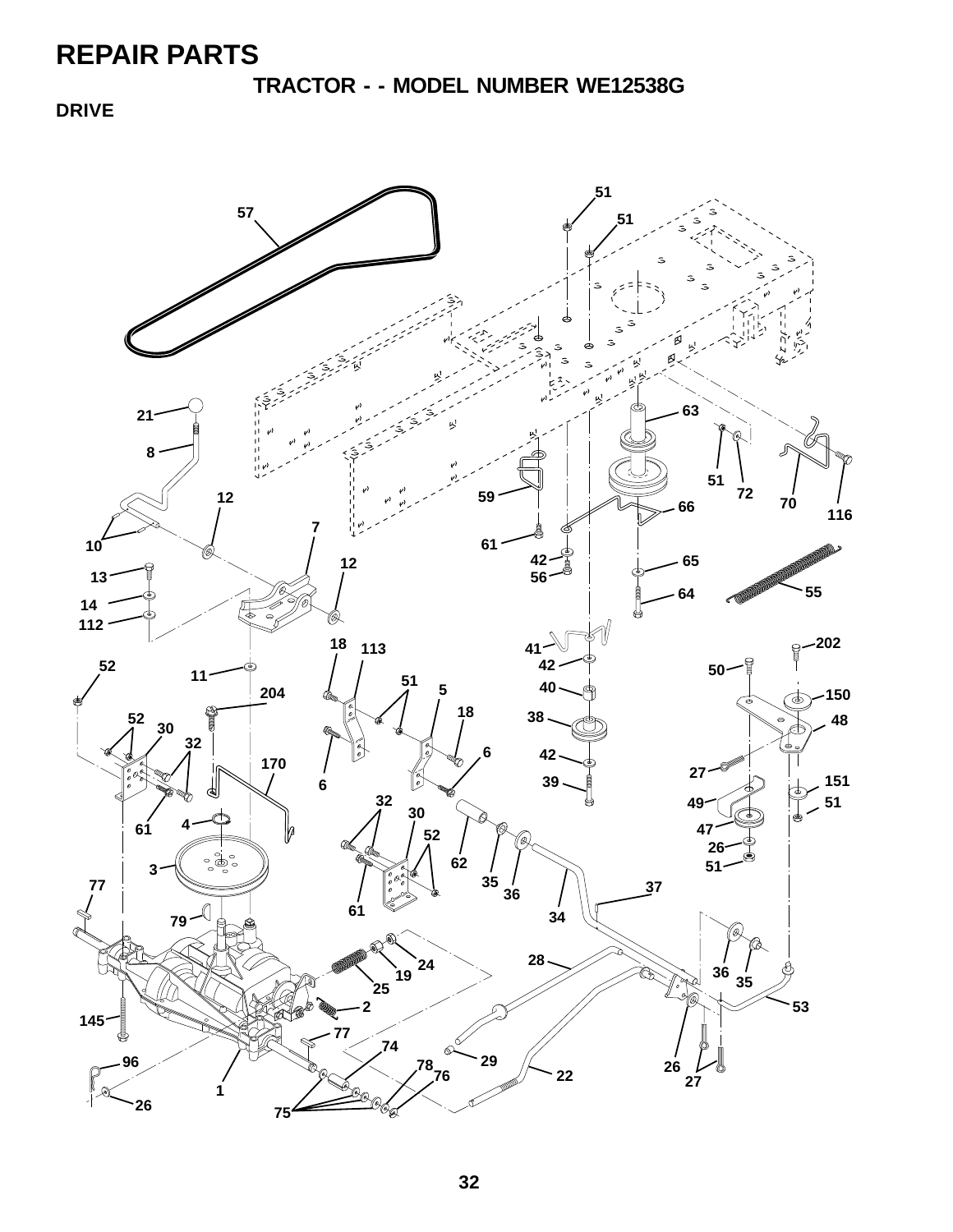# REPAIR PARTS

## TRACTOR - - MODEL NUMBER WE12538G

### DRIVE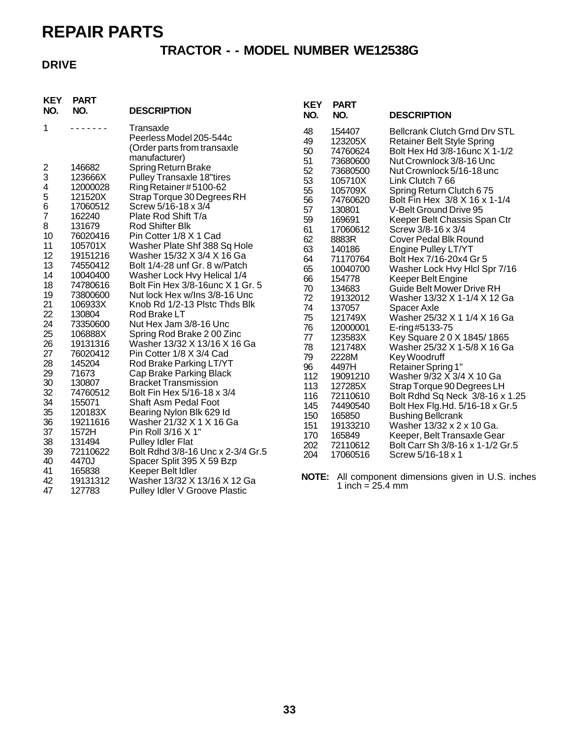# REPAIR PARTS

## TRACTOR - - MODEL NUMBER WE12538G

### DRIVE

| KEY NO. | PART NO. | DESCRIPTION |
|---|---|---|
| 1 | - - - - - - - | Transaxle Peerless Model 205-544c (Order parts from transaxle manufacturer) |
| 2 | 146682 | Spring Return Brake |
| 3 | 123666X | Pulley Transaxle 18"tires |
| 4 | 12000028 | Ring Retainer #5100-62 |
| 5 | 121520X | Strap Torque 30 Degrees RH |
| 6 | 17060512 | Screw 5/16-18 x 3/4 |
| 7 | 162240 | Plate Rod Shift T/a |
| 8 | 131679 | Rod Shifter Blk |
| 10 | 76020416 | Pin Cotter 1/8 X 1 Cad |
| 11 | 105701X | Washer Plate Shf 388 Sq Hole |
| 12 | 19151216 | Washer 15/32 X 3/4 X 16 Ga |
| 13 | 74550412 | Bolt 1/4-28 unf Gr. 8 w/Patch |
| 14 | 10040400 | Washer Lock Hvy Helical 1/4 |
| 18 | 74780616 | Bolt Fin Hex 3/8-16unc X 1 Gr. 5 |
| 19 | 73800600 | Nut lock Hex w/Ins 3/8-16 Unc |
| 21 | 106933X | Knob Rd 1/2-13 Plstc Thds Blk |
| 22 | 130804 | Rod Brake LT |
| 24 | 73350600 | Nut Hex Jam 3/8-16 Unc |
| 25 | 106888X | Spring Rod Brake 2 00 Zinc |
| 26 | 19131316 | Washer 13/32 X 13/16 X 16 Ga |
| 27 | 76020412 | Pin Cotter 1/8 X 3/4 Cad |
| 28 | 145204 | Rod Brake Parking LT/YT |
| 29 | 71673 | Cap Brake Parking Black |
| 30 | 130807 | Bracket Transmission |
| 32 | 74760512 | Bolt Fin Hex 5/16-18 x 3/4 |
| 34 | 155071 | Shaft Asm Pedal Foot |
| 35 | 120183X | Bearing Nylon Blk 629 Id |
| 36 | 19211616 | Washer 21/32 X 1 X 16 Ga |
| 37 | 1572H | Pin Roll 3/16 X 1" |
| 38 | 131494 | Pulley Idler Flat |
| 39 | 72110622 | Bolt Rdhd 3/8-16 Unc x 2-3/4 Gr.5 |
| 40 | 4470J | Spacer Split 395 X 59 Bzp |
| 41 | 165838 | Keeper Belt Idler |
| 42 | 19131312 | Washer 13/32 X 13/16 X 12 Ga |
| 47 | 127783 | Pulley Idler V Groove Plastic |
| 48 | 154407 | Bellcrank Clutch Grnd Drv STL |
| 49 | 123205X | Retainer Belt Style Spring |
| 50 | 74760624 | Bolt Hex Hd 3/8-16unc X 1-1/2 |
| 51 | 73680600 | Nut Crownlock 3/8-16 Unc |
| 52 | 73680500 | Nut Crownlock 5/16-18 unc |
| 53 | 105710X | Link Clutch 7 66 |
| 55 | 105709X | Spring Return Clutch 6 75 |
| 56 | 74760620 | Bolt Fin Hex 3/8 X 16 x 1-1/4 |
| 57 | 130801 | V-Belt Ground Drive 95 |
| 59 | 169691 | Keeper Belt Chassis Span Ctr |
| 61 | 17060612 | Screw 3/8-16 x 3/4 |
| 62 | 8883R | Cover Pedal Blk Round |
| 63 | 140186 | Engine Pulley LT/YT |
| 64 | 71170764 | Bolt Hex 7/16-20x4 Gr 5 |
| 65 | 10040700 | Washer Lock Hvy Hlcl Spr 7/16 |
| 66 | 154778 | Keeper Belt Engine |
| 70 | 134683 | Guide Belt Mower Drive RH |
| 72 | 19132012 | Washer 13/32 X 1-1/4 X 12 Ga |
| 74 | 137057 | Spacer Axle |
| 75 | 121749X | Washer 25/32 X 1 1/4 X 16 Ga |
| 76 | 12000001 | E-ring #5133-75 |
| 77 | 123583X | Key Square 2 0 X 1845/ 1865 |
| 78 | 121748X | Washer 25/32 X 1-5/8 X 16 Ga |
| 79 | 2228M | Key Woodruff |
| 96 | 4497H | Retainer Spring 1" |
| 112 | 19091210 | Washer 9/32 X 3/4 X 10 Ga |
| 113 | 127285X | Strap Torque 90 Degrees LH |
| 116 | 72110610 | Bolt Rdhd Sq Neck 3/8-16 x 1.25 |
| 145 | 74490540 | Bolt Hex Flg.Hd. 5/16-18 x Gr.5 |
| 150 | 165850 | Bushing Bellcrank |
| 151 | 19133210 | Washer 13/32 x 2 x 10 Ga. |
| 170 | 165849 | Keeper, Belt Transaxle Gear |
| 202 | 72110612 | Bolt Carr Sh 3/8-16 x 1-1/2 Gr.5 |
| 204 | 17060516 | Screw 5/16-18 x 1 |

**NOTE:** All component dimensions given in U.S. inches
1 inch = 25.4 mm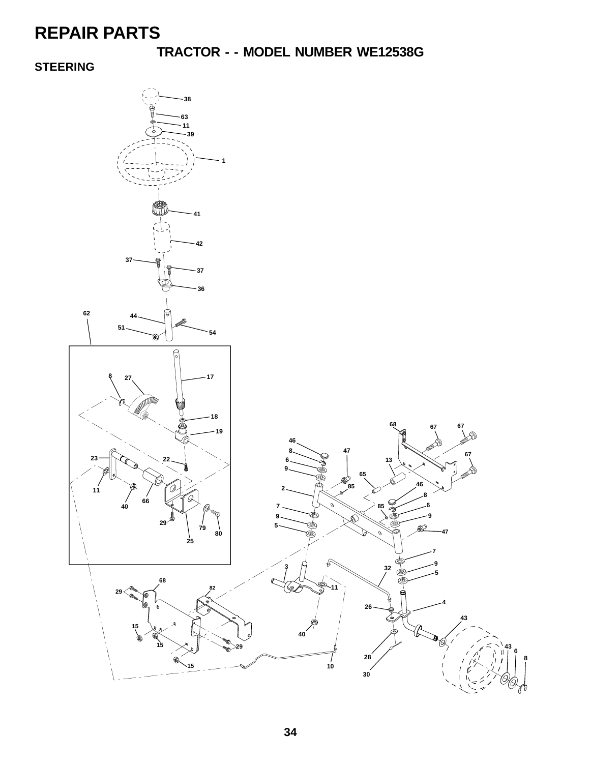# REPAIR PARTS

## TRACTOR - - MODEL NUMBER WE12538G

### STEERING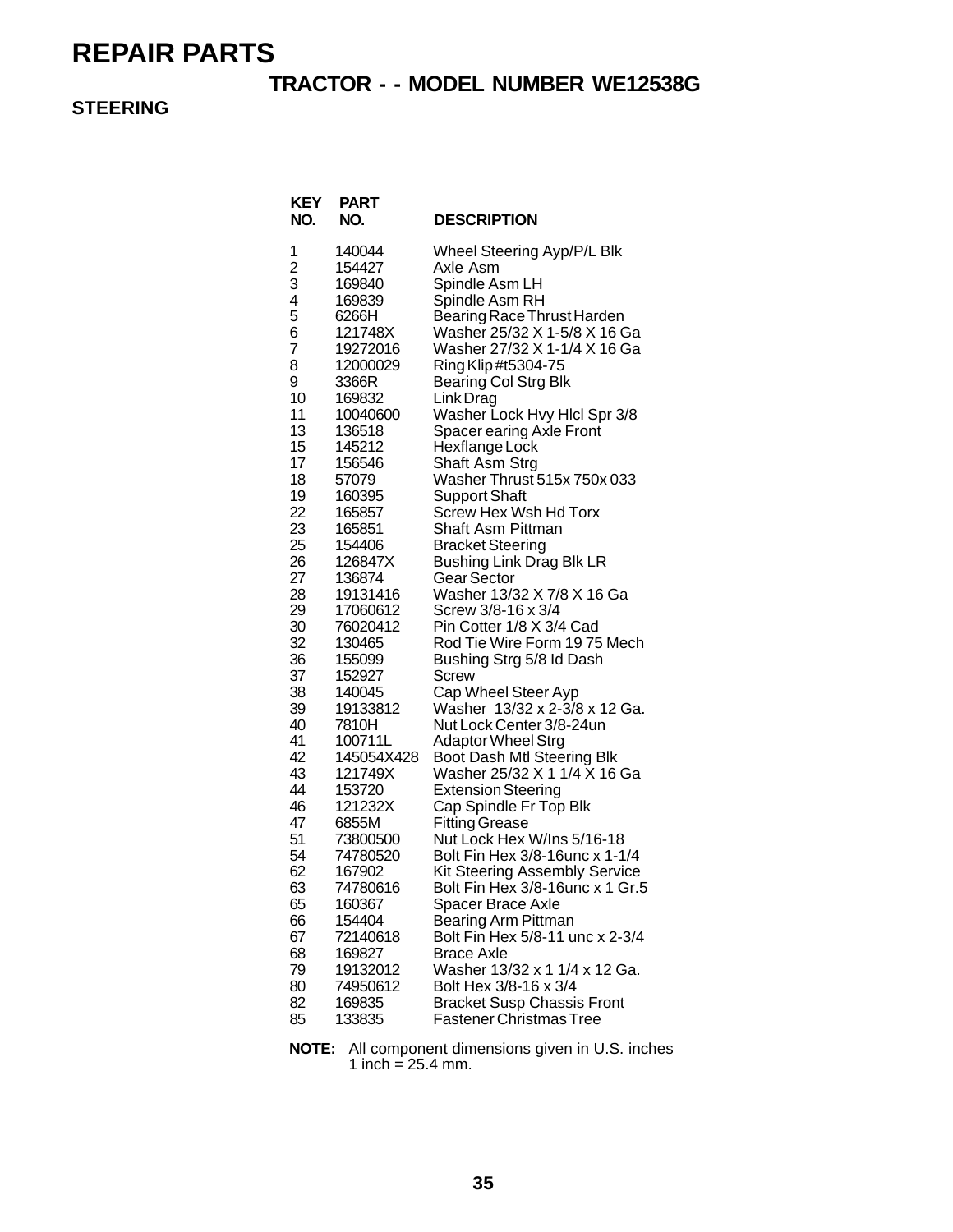# REPAIR PARTS

## TRACTOR - - MODEL NUMBER WE12538G

### STEERING

| KEY NO. | PART NO. | DESCRIPTION |
|---|---|---|
| 1 | 140044 | Wheel Steering Ayp/P/L Blk |
| 2 | 154427 | Axle Asm |
| 3 | 169840 | Spindle Asm LH |
| 4 | 169839 | Spindle Asm RH |
| 5 | 6266H | Bearing Race Thrust Harden |
| 6 | 121748X | Washer 25/32 X 1-5/8 X 16 Ga |
| 7 | 19272016 | Washer 27/32 X 1-1/4 X 16 Ga |
| 8 | 12000029 | Ring Klip #t5304-75 |
| 9 | 3366R | Bearing Col Strg Blk |
| 10 | 169832 | Link Drag |
| 11 | 10040600 | Washer Lock Hvy Hlcl Spr 3/8 |
| 13 | 136518 | Spacer earing Axle Front |
| 15 | 145212 | Hexflange Lock |
| 17 | 156546 | Shaft Asm Strg |
| 18 | 57079 | Washer Thrust 515x 750x 033 |
| 19 | 160395 | Support Shaft |
| 22 | 165857 | Screw Hex Wsh Hd Torx |
| 23 | 165851 | Shaft Asm Pittman |
| 25 | 154406 | Bracket Steering |
| 26 | 126847X | Bushing Link Drag Blk LR |
| 27 | 136874 | Gear Sector |
| 28 | 19131416 | Washer 13/32 X 7/8 X 16 Ga |
| 29 | 17060612 | Screw 3/8-16 x 3/4 |
| 30 | 76020412 | Pin Cotter 1/8 X 3/4 Cad |
| 32 | 130465 | Rod Tie Wire Form 19 75 Mech |
| 36 | 155099 | Bushing Strg 5/8 Id Dash |
| 37 | 152927 | Screw |
| 38 | 140045 | Cap Wheel Steer Ayp |
| 39 | 19133812 | Washer 13/32 x 2-3/8 x 12 Ga. |
| 40 | 7810H | Nut Lock Center 3/8-24un |
| 41 | 100711L | Adaptor Wheel Strg |
| 42 | 145054X428 | Boot Dash Mtl Steering Blk |
| 43 | 121749X | Washer 25/32 X 1 1/4 X 16 Ga |
| 44 | 153720 | Extension Steering |
| 46 | 121232X | Cap Spindle Fr Top Blk |
| 47 | 6855M | Fitting Grease |
| 51 | 73800500 | Nut Lock Hex W/Ins 5/16-18 |
| 54 | 74780520 | Bolt Fin Hex 3/8-16unc x 1-1/4 |
| 62 | 167902 | Kit Steering Assembly Service |
| 63 | 74780616 | Bolt Fin Hex 3/8-16unc x 1 Gr.5 |
| 65 | 160367 | Spacer Brace Axle |
| 66 | 154404 | Bearing Arm Pittman |
| 67 | 72140618 | Bolt Fin Hex 5/8-11 unc x 2-3/4 |
| 68 | 169827 | Brace Axle |
| 79 | 19132012 | Washer 13/32 x 1 1/4 x 12 Ga. |
| 80 | 74950612 | Bolt Hex 3/8-16 x 3/4 |
| 82 | 169835 | Bracket Susp Chassis Front |
| 85 | 133835 | Fastener Christmas Tree |

**NOTE:** All component dimensions given in U.S. inches
1 inch = 25.4 mm.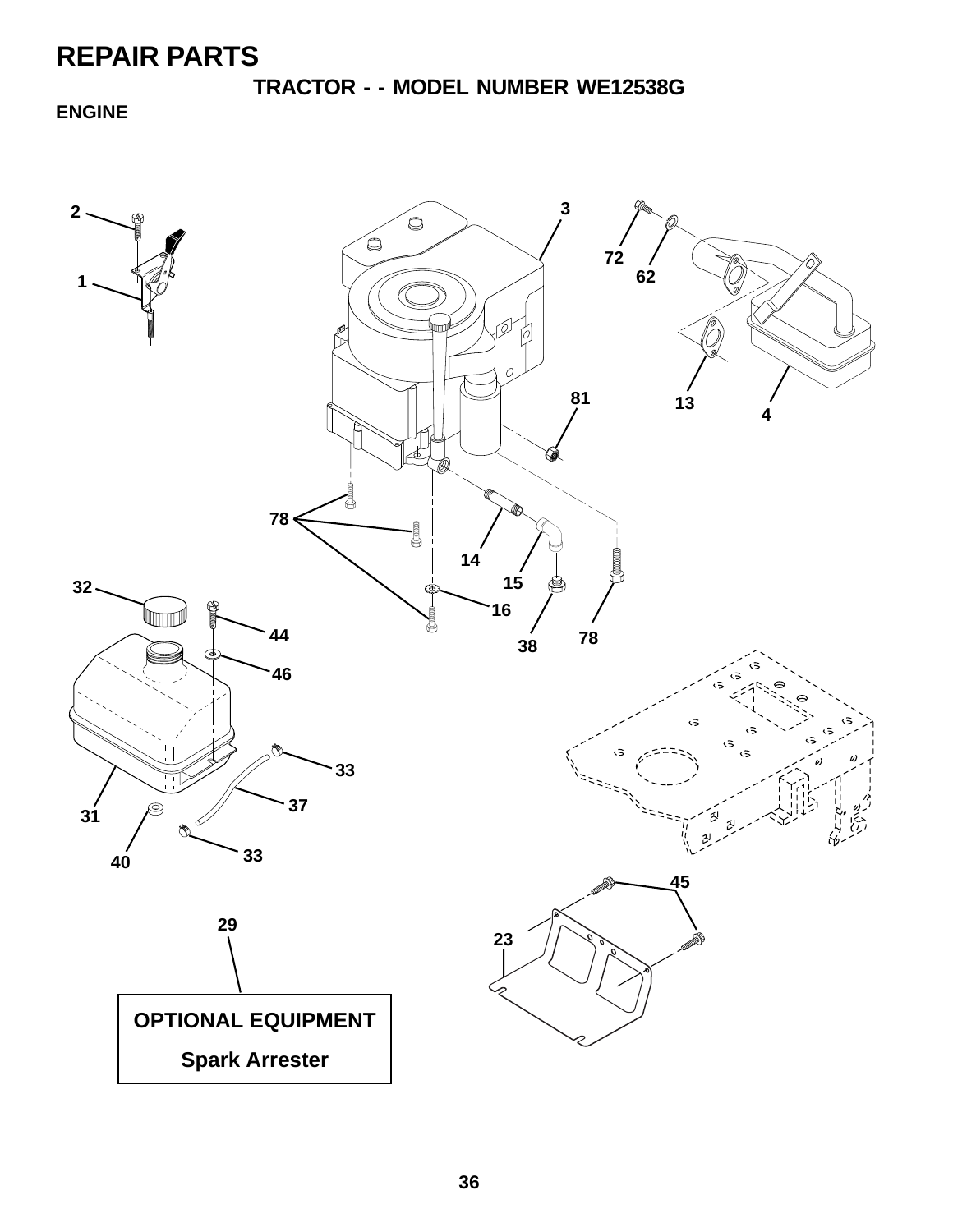# REPAIR PARTS

## TRACTOR - - MODEL NUMBER WE12538G

### ENGINE

2

1

3

72

62

13

4

81

78

14

15

16

38

78

32

44

46

33

37

31

40

33

45

29

23

**OPTIONAL EQUIPMENT**

**Spark Arrester**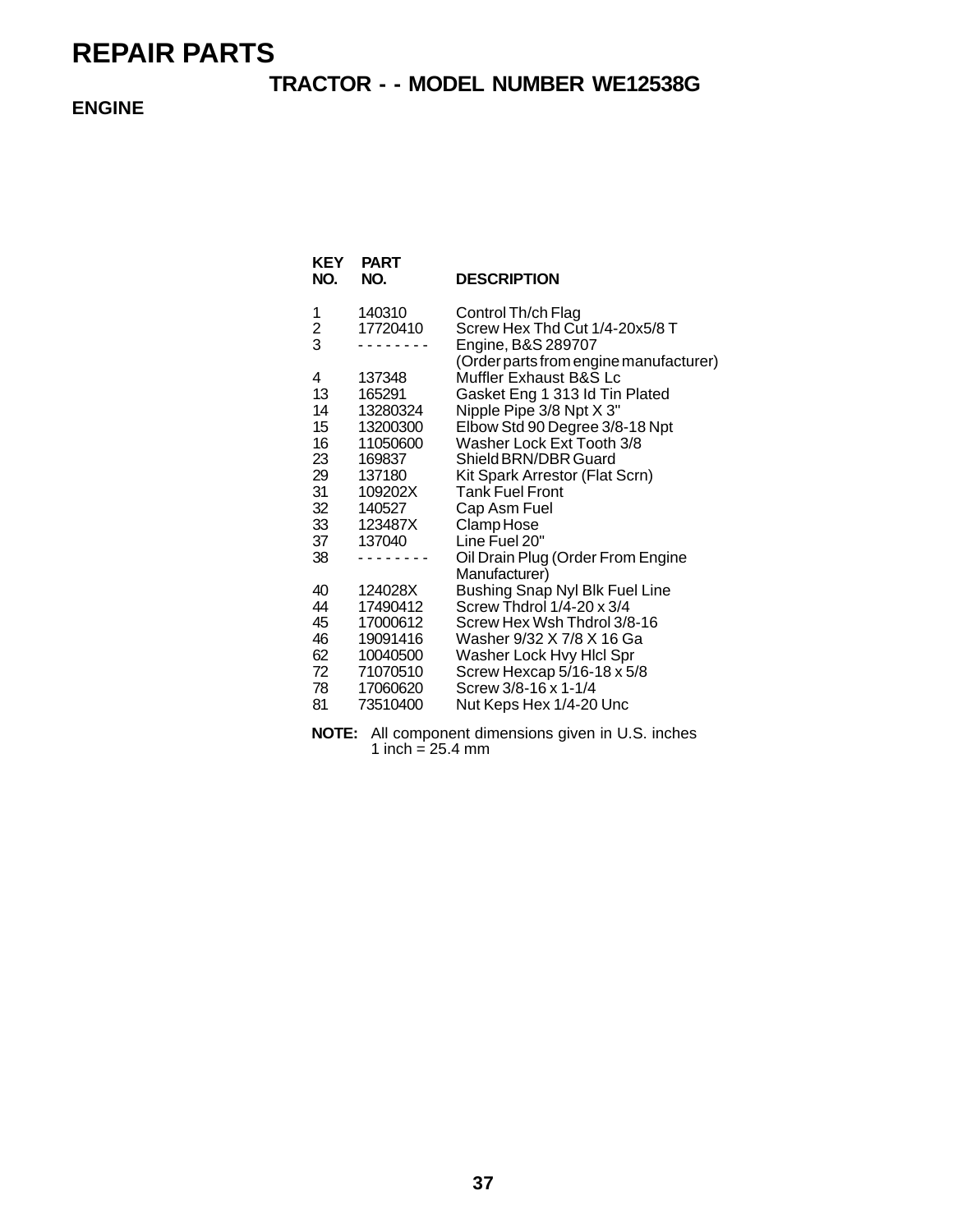# REPAIR PARTS

## TRACTOR - - MODEL NUMBER WE12538G

### ENGINE

| KEY NO. | PART NO. | DESCRIPTION |
|---|---|---|
| 1 | 140310 | Control Th/ch Flag |
| 2 | 17720410 | Screw Hex Thd Cut 1/4-20x5/8 T |
| 3 | - - - - - - - - | Engine, B&S 289707 (Order parts from engine manufacturer) |
| 4 | 137348 | Muffler Exhaust B&S Lc |
| 13 | 165291 | Gasket Eng 1 313 Id Tin Plated |
| 14 | 13280324 | Nipple Pipe 3/8 Npt X 3" |
| 15 | 13200300 | Elbow Std 90 Degree 3/8-18 Npt |
| 16 | 11050600 | Washer Lock Ext Tooth 3/8 |
| 23 | 169837 | Shield BRN/DBR Guard |
| 29 | 137180 | Kit Spark Arrestor (Flat Scrn) |
| 31 | 109202X | Tank Fuel Front |
| 32 | 140527 | Cap Asm Fuel |
| 33 | 123487X | Clamp Hose |
| 37 | 137040 | Line Fuel 20" |
| 38 | - - - - - - - - | Oil Drain Plug (Order From Engine Manufacturer) |
| 40 | 124028X | Bushing Snap Nyl Blk Fuel Line |
| 44 | 17490412 | Screw Thdrol 1/4-20 x 3/4 |
| 45 | 17000612 | Screw Hex Wsh Thdrol 3/8-16 |
| 46 | 19091416 | Washer 9/32 X 7/8 X 16 Ga |
| 62 | 10040500 | Washer Lock Hvy Hlcl Spr |
| 72 | 71070510 | Screw Hexcap 5/16-18 x 5/8 |
| 78 | 17060620 | Screw 3/8-16 x 1-1/4 |
| 81 | 73510400 | Nut Keps Hex 1/4-20 Unc |

**NOTE:** All component dimensions given in U.S. inches
1 inch = 25.4 mm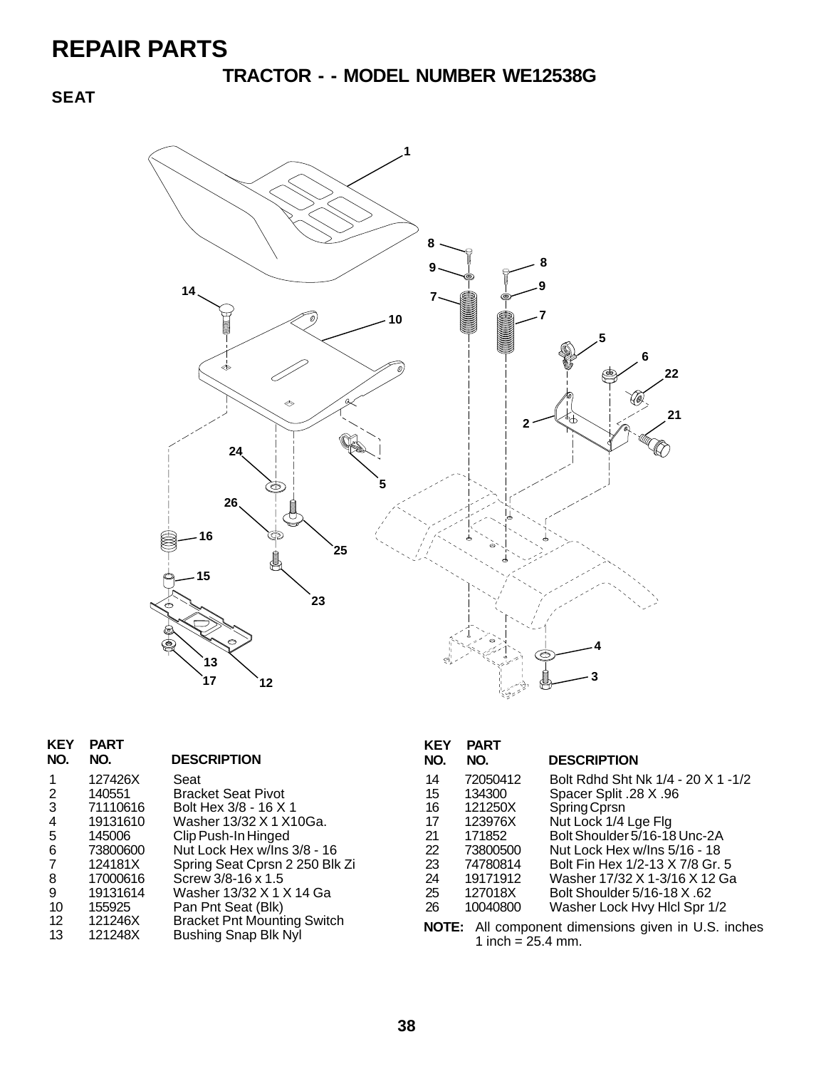# REPAIR PARTS

## TRACTOR - - MODEL NUMBER WE12538G

### SEAT

| KEY NO. | PART NO. | DESCRIPTION |
|---|---|---|
| 1 | 127426X | Seat |
| 2 | 140551 | Bracket Seat Pivot |
| 3 | 71110616 | Bolt Hex 3/8 - 16 X 1 |
| 4 | 19131610 | Washer 13/32 X 1 X10Ga. |
| 5 | 145006 | Clip Push-In Hinged |
| 6 | 73800600 | Nut Lock Hex w/Ins 3/8 - 16 |
| 7 | 124181X | Spring Seat Cprsn 2 250 Blk Zi |
| 8 | 17000616 | Screw 3/8-16 x 1.5 |
| 9 | 19131614 | Washer 13/32 X 1 X 14 Ga |
| 10 | 155925 | Pan Pnt Seat (Blk) |
| 12 | 121246X | Bracket Pnt Mounting Switch |
| 13 | 121248X | Bushing Snap Blk Nyl |
| 14 | 72050412 | Bolt Rdhd Sht Nk 1/4 - 20 X 1 -1/2 |
| 15 | 134300 | Spacer Split .28 X .96 |
| 16 | 121250X | Spring Cprsn |
| 17 | 123976X | Nut Lock 1/4 Lge Flg |
| 21 | 171852 | Bolt Shoulder 5/16-18 Unc-2A |
| 22 | 73800500 | Nut Lock Hex w/Ins 5/16 - 18 |
| 23 | 74780814 | Bolt Fin Hex 1/2-13 X 7/8 Gr. 5 |
| 24 | 19171912 | Washer 17/32 X 1-3/16 X 12 Ga |
| 25 | 127018X | Bolt Shoulder 5/16-18 X .62 |
| 26 | 10040800 | Washer Lock Hvy Hlcl Spr 1/2 |

**NOTE:** All component dimensions given in U.S. inches 1 inch = 25.4 mm.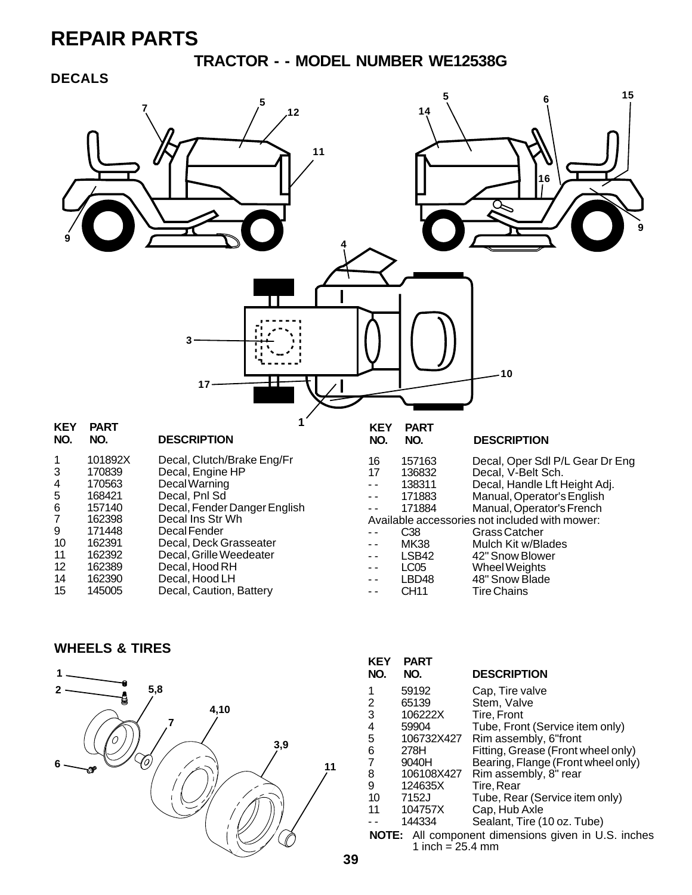# REPAIR PARTS

## TRACTOR - - MODEL NUMBER WE12538G

### DECALS

| KEY NO. | PART NO. | DESCRIPTION |
|---|---|---|
| 1 | 101892X | Decal, Clutch/Brake Eng/Fr |
| 3 | 170839 | Decal, Engine HP |
| 4 | 170563 | Decal Warning |
| 5 | 168421 | Decal, Pnl Sd |
| 6 | 157140 | Decal, Fender Danger English |
| 7 | 162398 | Decal Ins Str Wh |
| 9 | 171448 | Decal Fender |
| 10 | 162391 | Decal, Deck Grasseater |
| 11 | 162392 | Decal, Grille Weedeater |
| 12 | 162389 | Decal, Hood RH |
| 14 | 162390 | Decal, Hood LH |
| 15 | 145005 | Decal, Caution, Battery |
| 16 | 157163 | Decal, Oper Sdl P/L Gear Dr Eng |
| 17 | 136832 | Decal, V-Belt Sch. |
| - - | 138311 | Decal, Handle Lft Height Adj. |
| - - | 171883 | Manual, Operator's English |
| - - | 171884 | Manual, Operator's French |

Available accessories not included with mower:

| KEY NO. | PART NO. | DESCRIPTION |
|---|---|---|
| - - | C38 | Grass Catcher |
| - - | MK38 | Mulch Kit w/Blades |
| - - | LSB42 | 42" Snow Blower |
| - - | LC05 | Wheel Weights |
| - - | LBD48 | 48" Snow Blade |
| - - | CH11 | Tire Chains |

### WHEELS & TIRES

| KEY NO. | PART NO. | DESCRIPTION |
|---|---|---|
| 1 | 59192 | Cap, Tire valve |
| 2 | 65139 | Stem, Valve |
| 3 | 106222X | Tire, Front |
| 4 | 59904 | Tube, Front (Service item only) |
| 5 | 106732X427 | Rim assembly, 6"front |
| 6 | 278H | Fitting, Grease (Front wheel only) |
| 7 | 9040H | Bearing, Flange (Front wheel only) |
| 8 | 106108X427 | Rim assembly, 8" rear |
| 9 | 124635X | Tire, Rear |
| 10 | 7152J | Tube, Rear (Service item only) |
| 11 | 104757X | Cap, Hub Axle |
| - - | 144334 | Sealant, Tire (10 oz. Tube) |

**NOTE:** All component dimensions given in U.S. inches
1 inch = 25.4 mm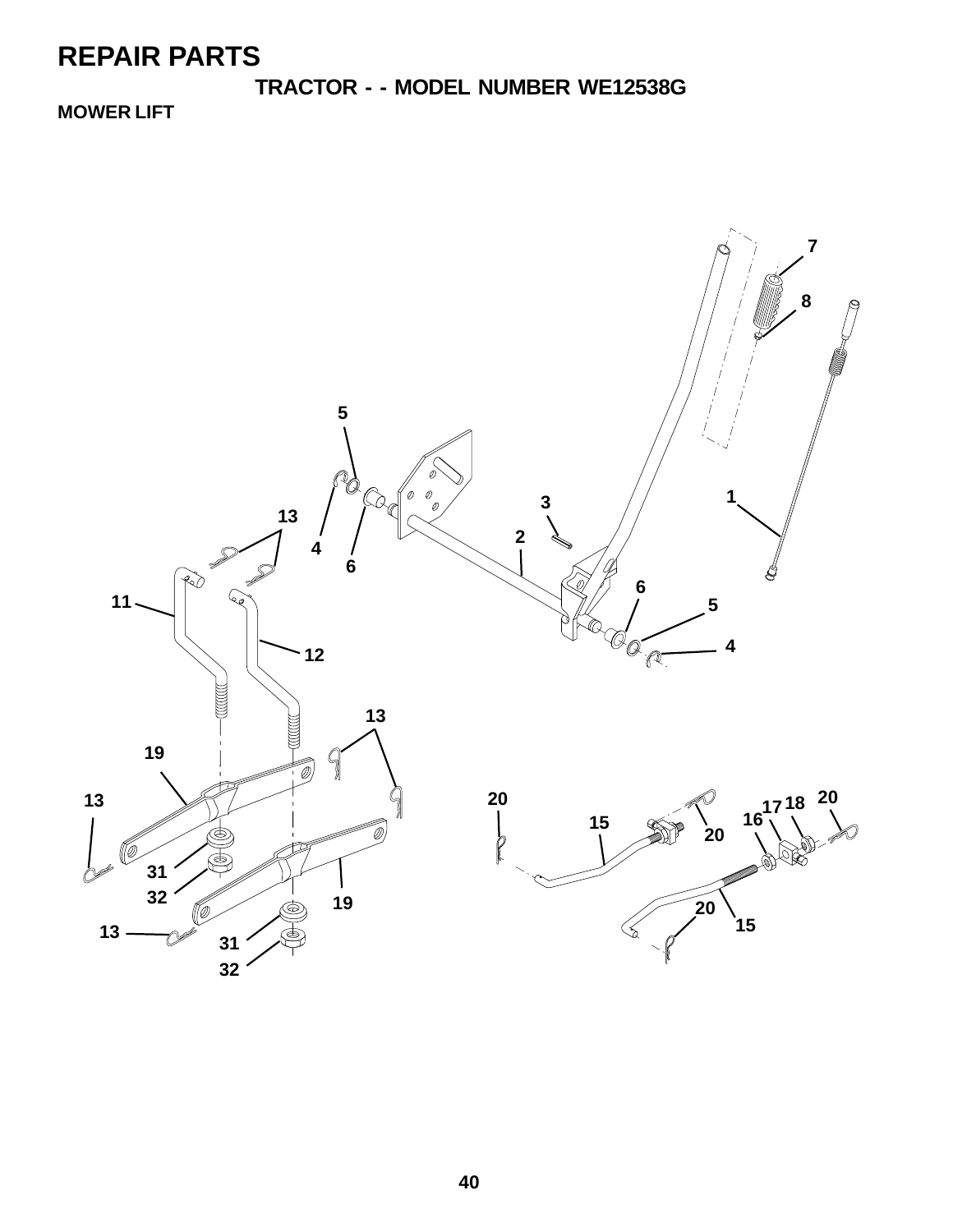# REPAIR PARTS

## TRACTOR - - MODEL NUMBER WE12538G

### MOWER LIFT

7
8
5
1
3
13
2
4
6
6
11
5
4
12
13
19
13
20
15
17
18
20
16
20
31
32
19
20
15
13
31
32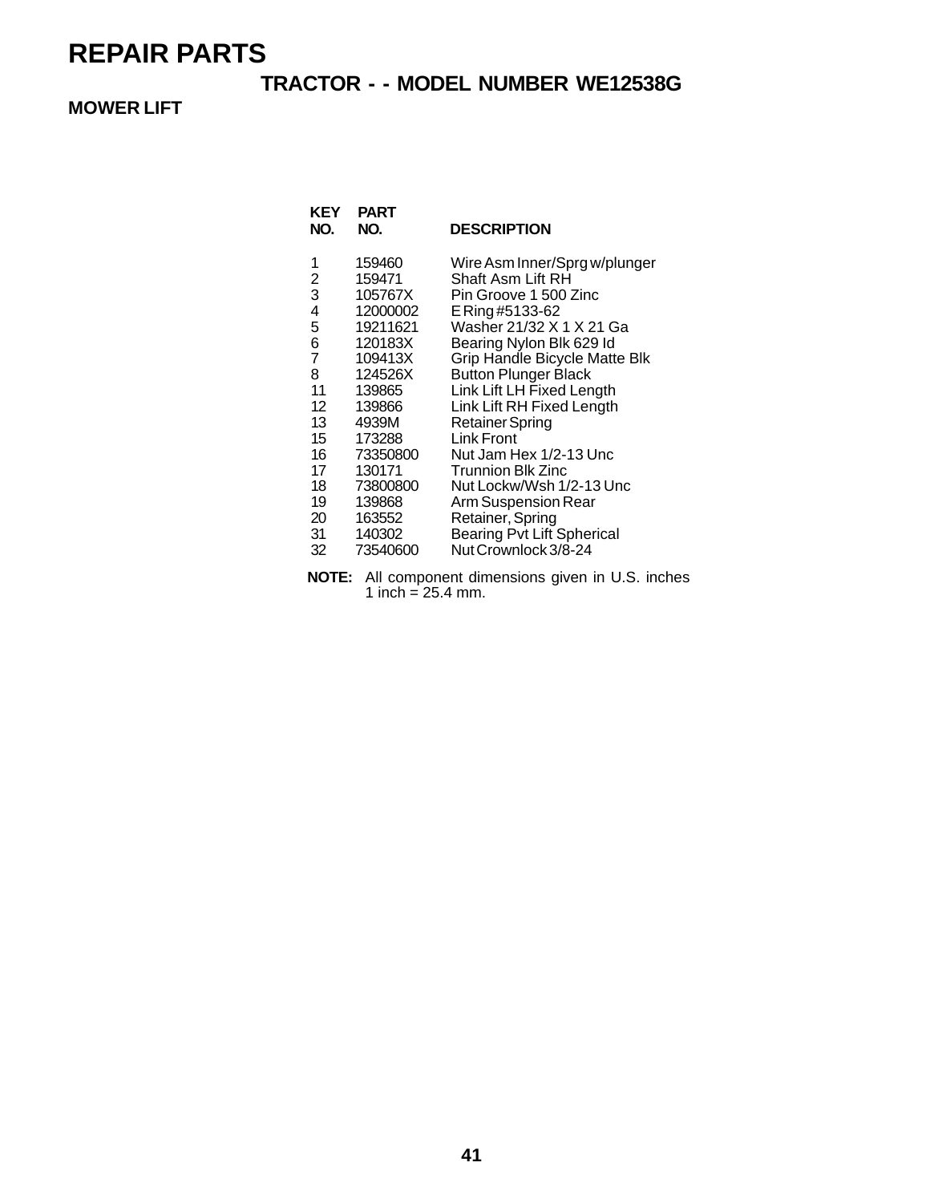# REPAIR PARTS

## TRACTOR - - MODEL NUMBER WE12538G

### MOWER LIFT

| KEY NO. | PART NO. | DESCRIPTION |
|---|---|---|
| 1 | 159460 | Wire Asm Inner/Sprg w/plunger |
| 2 | 159471 | Shaft Asm Lift RH |
| 3 | 105767X | Pin Groove 1 500 Zinc |
| 4 | 12000002 | E Ring #5133-62 |
| 5 | 19211621 | Washer 21/32 X 1 X 21 Ga |
| 6 | 120183X | Bearing Nylon Blk 629 Id |
| 7 | 109413X | Grip Handle Bicycle Matte Blk |
| 8 | 124526X | Button Plunger Black |
| 11 | 139865 | Link Lift LH Fixed Length |
| 12 | 139866 | Link Lift RH Fixed Length |
| 13 | 4939M | Retainer Spring |
| 15 | 173288 | Link Front |
| 16 | 73350800 | Nut Jam Hex 1/2-13 Unc |
| 17 | 130171 | Trunnion Blk Zinc |
| 18 | 73800800 | Nut Lockw/Wsh 1/2-13 Unc |
| 19 | 139868 | Arm Suspension Rear |
| 20 | 163552 | Retainer, Spring |
| 31 | 140302 | Bearing Pvt Lift Spherical |
| 32 | 73540600 | Nut Crownlock 3/8-24 |

**NOTE:** All component dimensions given in U.S. inches 1 inch = 25.4 mm.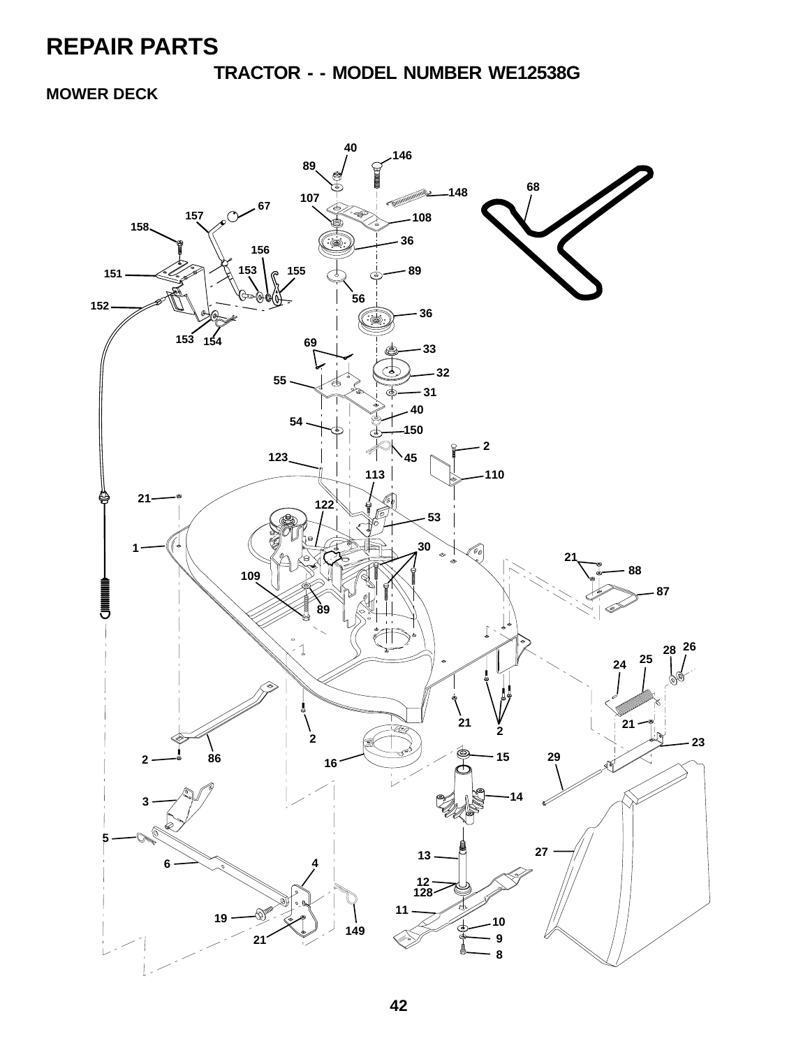# REPAIR PARTS

## TRACTOR - - MODEL NUMBER WE12538G

### MOWER DECK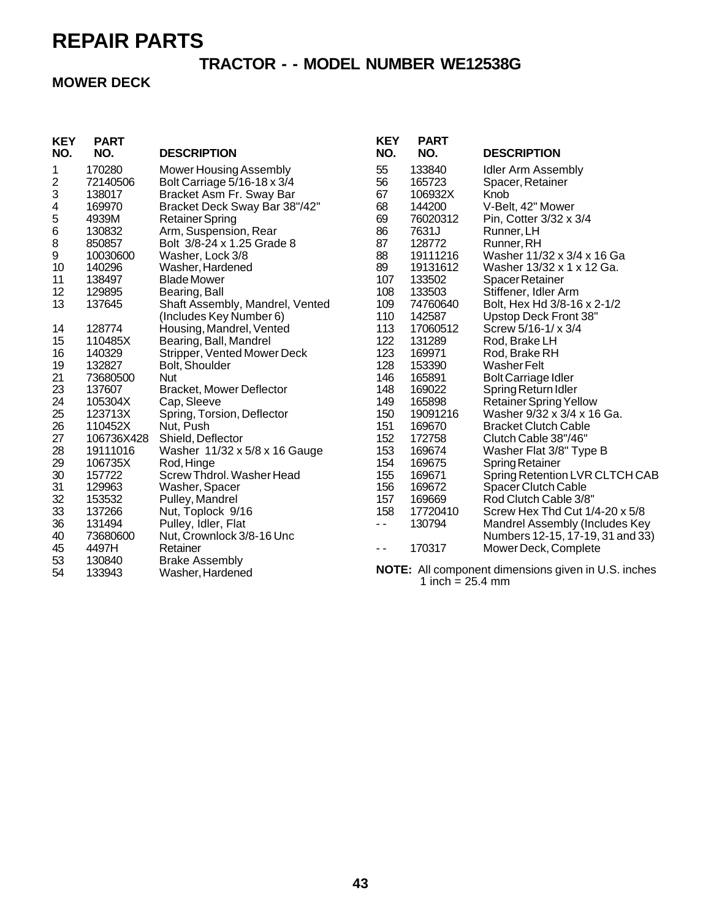# REPAIR PARTS

## TRACTOR - - MODEL NUMBER WE12538G

### MOWER DECK

| KEY NO. | PART NO. | DESCRIPTION |
|---|---|---|
| 1 | 170280 | Mower Housing Assembly |
| 2 | 72140506 | Bolt Carriage 5/16-18 x 3/4 |
| 3 | 138017 | Bracket Asm Fr. Sway Bar |
| 4 | 169970 | Bracket Deck Sway Bar 38"/42" |
| 5 | 4939M | Retainer Spring |
| 6 | 130832 | Arm, Suspension, Rear |
| 8 | 850857 | Bolt 3/8-24 x 1.25 Grade 8 |
| 9 | 10030600 | Washer, Lock 3/8 |
| 10 | 140296 | Washer, Hardened |
| 11 | 138497 | Blade Mower |
| 12 | 129895 | Bearing, Ball |
| 13 | 137645 | Shaft Assembly, Mandrel, Vented (Includes Key Number 6) |
| 14 | 128774 | Housing, Mandrel, Vented |
| 15 | 110485X | Bearing, Ball, Mandrel |
| 16 | 140329 | Stripper, Vented Mower Deck |
| 19 | 132827 | Bolt, Shoulder |
| 21 | 73680500 | Nut |
| 23 | 137607 | Bracket, Mower Deflector |
| 24 | 105304X | Cap, Sleeve |
| 25 | 123713X | Spring, Torsion, Deflector |
| 26 | 110452X | Nut, Push |
| 27 | 106736X428 | Shield, Deflector |
| 28 | 19111016 | Washer 11/32 x 5/8 x 16 Gauge |
| 29 | 106735X | Rod, Hinge |
| 30 | 157722 | Screw Thdrol. Washer Head |
| 31 | 129963 | Washer, Spacer |
| 32 | 153532 | Pulley, Mandrel |
| 33 | 137266 | Nut, Toplock 9/16 |
| 36 | 131494 | Pulley, Idler, Flat |
| 40 | 73680600 | Nut, Crownlock 3/8-16 Unc |
| 45 | 4497H | Retainer |
| 53 | 130840 | Brake Assembly |
| 54 | 133943 | Washer, Hardened |
| 55 | 133840 | Idler Arm Assembly |
| 56 | 165723 | Spacer, Retainer |
| 67 | 106932X | Knob |
| 68 | 144200 | V-Belt, 42" Mower |
| 69 | 76020312 | Pin, Cotter 3/32 x 3/4 |
| 86 | 7631J | Runner, LH |
| 87 | 128772 | Runner, RH |
| 88 | 19111216 | Washer 11/32 x 3/4 x 16 Ga |
| 89 | 19131612 | Washer 13/32 x 1 x 12 Ga. |
| 107 | 133502 | Spacer Retainer |
| 108 | 133503 | Stiffener, Idler Arm |
| 109 | 74760640 | Bolt, Hex Hd 3/8-16 x 2-1/2 |
| 110 | 142587 | Upstop Deck Front 38" |
| 113 | 17060512 | Screw 5/16-1/ x 3/4 |
| 122 | 131289 | Rod, Brake LH |
| 123 | 169971 | Rod, Brake RH |
| 128 | 153390 | Washer Felt |
| 146 | 165891 | Bolt Carriage Idler |
| 148 | 169022 | Spring Return Idler |
| 149 | 165898 | Retainer Spring Yellow |
| 150 | 19091216 | Washer 9/32 x 3/4 x 16 Ga. |
| 151 | 169670 | Bracket Clutch Cable |
| 152 | 172758 | Clutch Cable 38"/46" |
| 153 | 169674 | Washer Flat 3/8" Type B |
| 154 | 169675 | Spring Retainer |
| 155 | 169671 | Spring Retention LVR CLTCH CAB |
| 156 | 169672 | Spacer Clutch Cable |
| 157 | 169669 | Rod Clutch Cable 3/8" |
| 158 | 17720410 | Screw Hex Thd Cut 1/4-20 x 5/8 |
| - - | 130794 | Mandrel Assembly (Includes Key Numbers 12-15, 17-19, 31 and 33) |
| - - | 170317 | Mower Deck, Complete |

**NOTE:** All component dimensions given in U.S. inches
1 inch = 25.4 mm